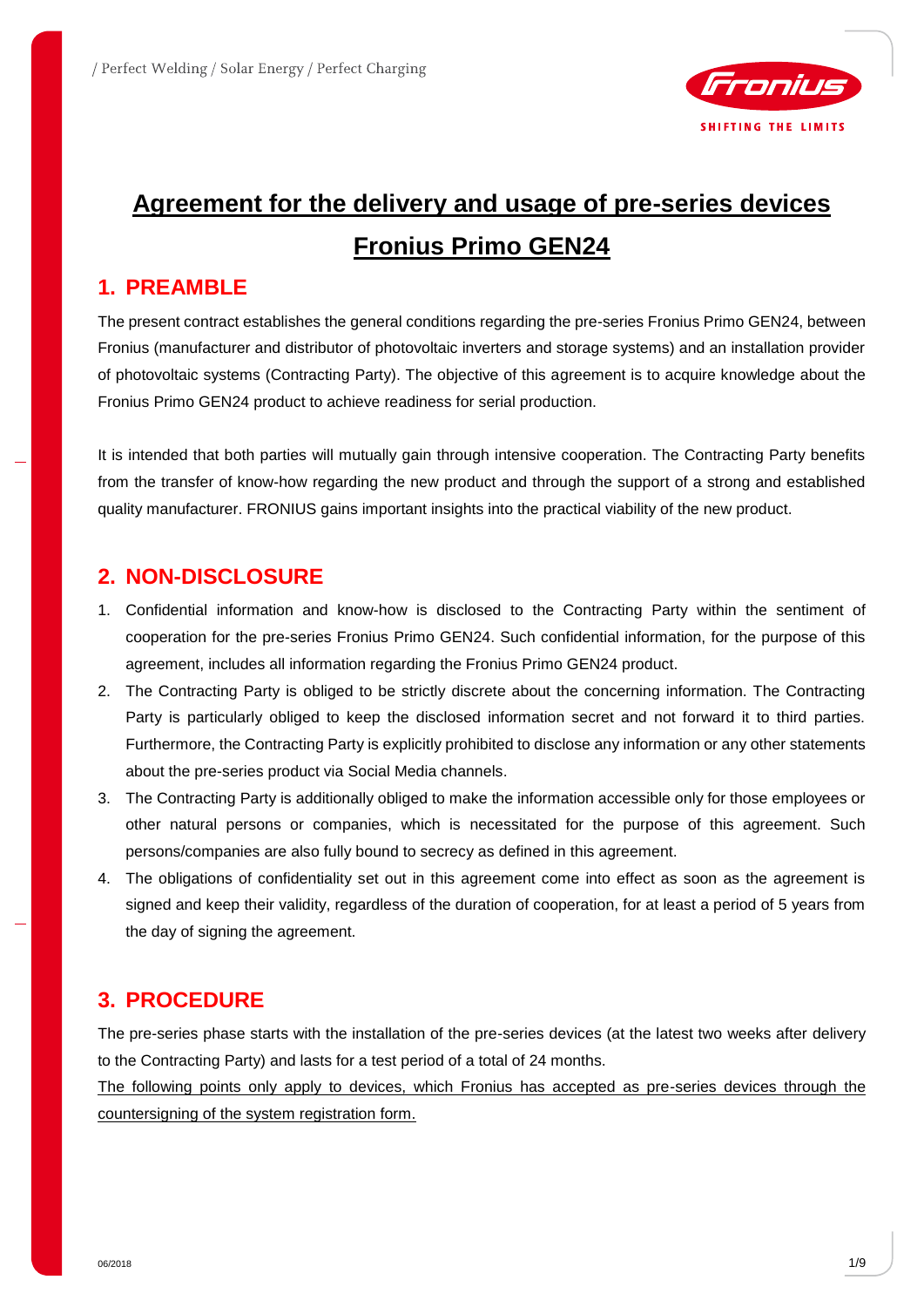# Agreement for the delivery and usage of pre-series devices Fronius Primo GEN24

## 1. PREAMBLE

The present contract establishes the general conditions regarding the pre-series Fronius Primo GEN24, between Fronius (manufacturer and distributor of photovoltaic inverters and storage systems) and an installation provider of photovoltaic systems (Contracting Party). The objective of this agreement is to acquire knowledge about the Fronius Primo GEN24 product to achieve readiness for serial production.

It is intended that both parties will mutually gain through intensive cooperation. The Contracting Party benefits from the transfer of know-how regarding the new product and through the support of a strong and established quality manufacturer. FRONIUS gains important insights into the practical viability of the new product.

## 2. NON-DISCLOSURE

1. Confidential information and know-how is disclosed to the Contracting Party within the sentiment of cooperation for the pre-series Fronius Primo GEN24. Such confidential information, for the purpose of this agreement, includes all information regarding the Fronius Primo GEN24 product.
2. The Contracting Party is obliged to be strictly discrete about the concerning information. The Contracting Party is particularly obliged to keep the disclosed information secret and not forward it to third parties. Furthermore, the Contracting Party is explicitly prohibited to disclose any information or any other statements about the pre-series product via Social Media channels.
3. The Contracting Party is additionally obliged to make the information accessible only for those employees or other natural persons or companies, which is necessitated for the purpose of this agreement. Such persons/companies are also fully bound to secrecy as defined in this agreement.
4. The obligations of confidentiality set out in this agreement come into effect as soon as the agreement is signed and keep their validity, regardless of the duration of cooperation, for at least a period of 5 years from the day of signing the agreement.

## 3. PROCEDURE

The pre-series phase starts with the installation of the pre-series devices (at the latest two weeks after delivery to the Contracting Party) and lasts for a test period of a total of 24 months.

<u>The following points only apply to devices, which Fronius has accepted as pre-series devices through the countersigning of the system registration form.</u>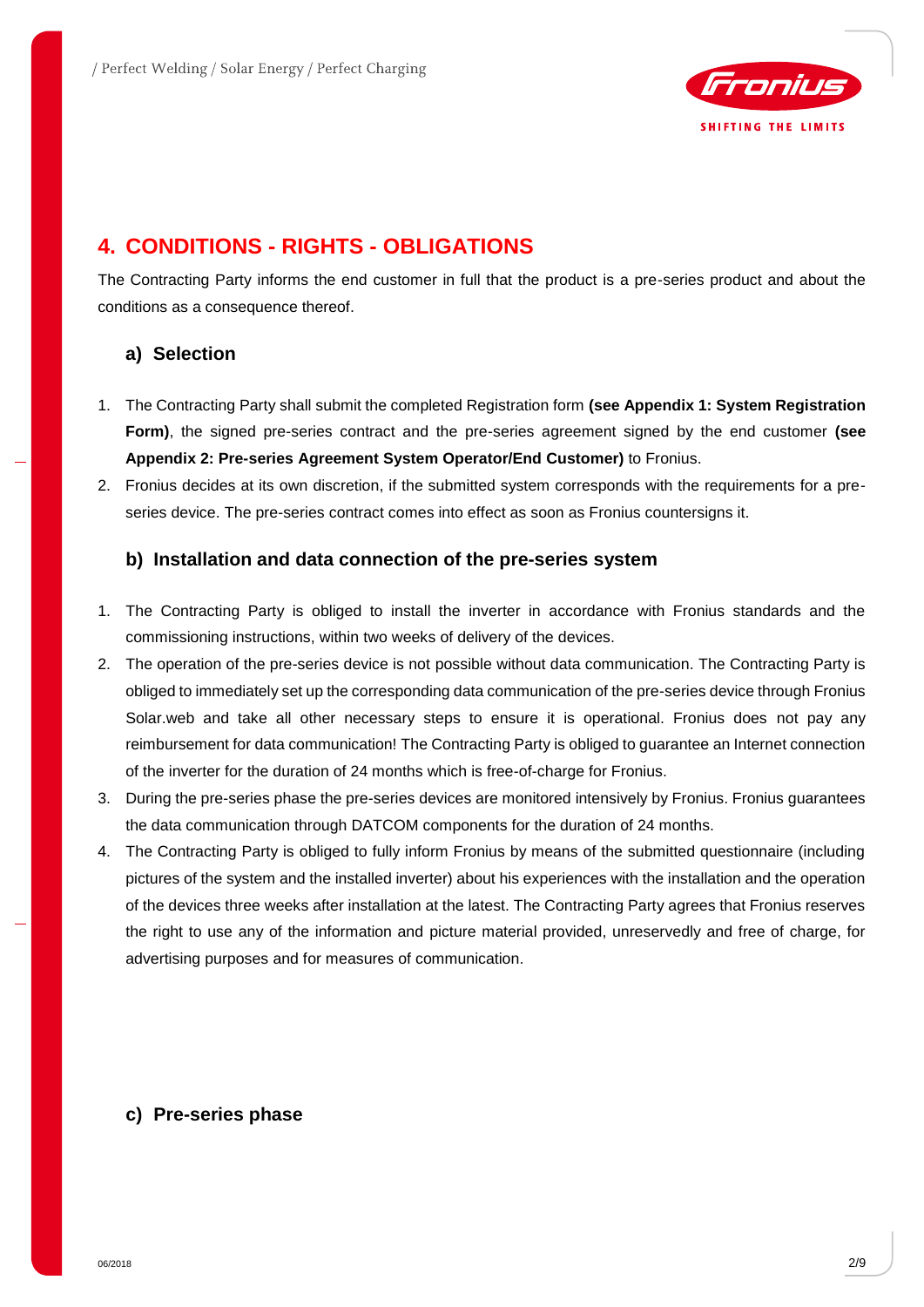## 4. CONDITIONS - RIGHTS - OBLIGATIONS

The Contracting Party informs the end customer in full that the product is a pre-series product and about the conditions as a consequence thereof.

### a) Selection

1. The Contracting Party shall submit the completed Registration form **(see Appendix 1: System Registration Form)**, the signed pre-series contract and the pre-series agreement signed by the end customer **(see Appendix 2: Pre-series Agreement System Operator/End Customer)** to Fronius.
2. Fronius decides at its own discretion, if the submitted system corresponds with the requirements for a pre-series device. The pre-series contract comes into effect as soon as Fronius countersigns it.

### b) Installation and data connection of the pre-series system

1. The Contracting Party is obliged to install the inverter in accordance with Fronius standards and the commissioning instructions, within two weeks of delivery of the devices.
2. The operation of the pre-series device is not possible without data communication. The Contracting Party is obliged to immediately set up the corresponding data communication of the pre-series device through Fronius Solar.web and take all other necessary steps to ensure it is operational. Fronius does not pay any reimbursement for data communication! The Contracting Party is obliged to guarantee an Internet connection of the inverter for the duration of 24 months which is free-of-charge for Fronius.
3. During the pre-series phase the pre-series devices are monitored intensively by Fronius. Fronius guarantees the data communication through DATCOM components for the duration of 24 months.
4. The Contracting Party is obliged to fully inform Fronius by means of the submitted questionnaire (including pictures of the system and the installed inverter) about his experiences with the installation and the operation of the devices three weeks after installation at the latest. The Contracting Party agrees that Fronius reserves the right to use any of the information and picture material provided, unreservedly and free of charge, for advertising purposes and for measures of communication.

### c) Pre-series phase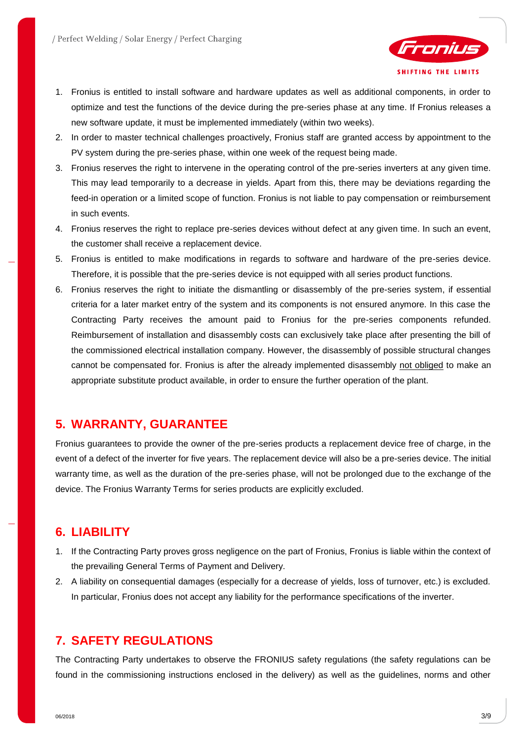1. Fronius is entitled to install software and hardware updates as well as additional components, in order to optimize and test the functions of the device during the pre-series phase at any time. If Fronius releases a new software update, it must be implemented immediately (within two weeks).
2. In order to master technical challenges proactively, Fronius staff are granted access by appointment to the PV system during the pre-series phase, within one week of the request being made.
3. Fronius reserves the right to intervene in the operating control of the pre-series inverters at any given time. This may lead temporarily to a decrease in yields. Apart from this, there may be deviations regarding the feed-in operation or a limited scope of function. Fronius is not liable to pay compensation or reimbursement in such events.
4. Fronius reserves the right to replace pre-series devices without defect at any given time. In such an event, the customer shall receive a replacement device.
5. Fronius is entitled to make modifications in regards to software and hardware of the pre-series device. Therefore, it is possible that the pre-series device is not equipped with all series product functions.
6. Fronius reserves the right to initiate the dismantling or disassembly of the pre-series system, if essential criteria for a later market entry of the system and its components is not ensured anymore. In this case the Contracting Party receives the amount paid to Fronius for the pre-series components refunded. Reimbursement of installation and disassembly costs can exclusively take place after presenting the bill of the commissioned electrical installation company. However, the disassembly of possible structural changes cannot be compensated for. Fronius is after the already implemented disassembly <u>not obliged</u> to make an appropriate substitute product available, in order to ensure the further operation of the plant.

## 5. WARRANTY, GUARANTEE

Fronius guarantees to provide the owner of the pre-series products a replacement device free of charge, in the event of a defect of the inverter for five years. The replacement device will also be a pre-series device. The initial warranty time, as well as the duration of the pre-series phase, will not be prolonged due to the exchange of the device. The Fronius Warranty Terms for series products are explicitly excluded.

## 6. LIABILITY

1. If the Contracting Party proves gross negligence on the part of Fronius, Fronius is liable within the context of the prevailing General Terms of Payment and Delivery.
2. A liability on consequential damages (especially for a decrease of yields, loss of turnover, etc.) is excluded. In particular, Fronius does not accept any liability for the performance specifications of the inverter.

## 7. SAFETY REGULATIONS

The Contracting Party undertakes to observe the FRONIUS safety regulations (the safety regulations can be found in the commissioning instructions enclosed in the delivery) as well as the guidelines, norms and other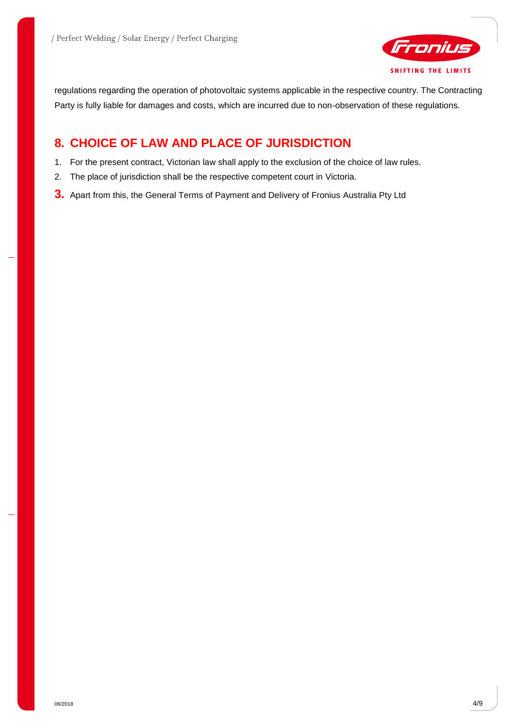regulations regarding the operation of photovoltaic systems applicable in the respective country. The Contracting Party is fully liable for damages and costs, which are incurred due to non-observation of these regulations.

## 8. CHOICE OF LAW AND PLACE OF JURISDICTION

1. For the present contract, Victorian law shall apply to the exclusion of the choice of law rules.
2. The place of jurisdiction shall be the respective competent court in Victoria.
3. Apart from this, the General Terms of Payment and Delivery of Fronius Australia Pty Ltd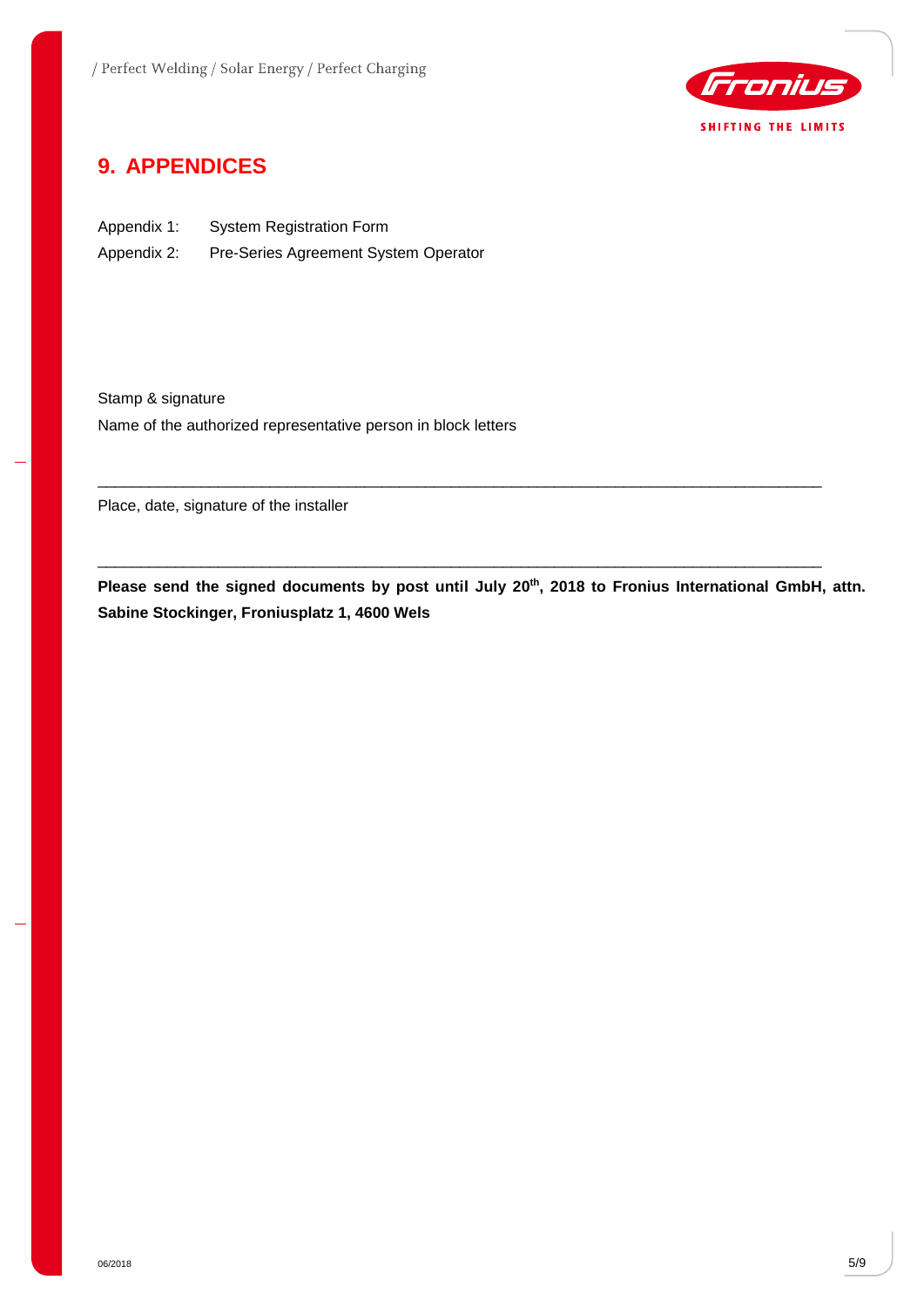# 9. APPENDICES

Appendix 1: System Registration Form

Appendix 2: Pre-Series Agreement System Operator

Stamp & signature

Name of the authorized representative person in block letters

\_\_\_\_\_\_\_\_\_\_\_\_\_\_\_\_\_\_\_\_\_\_\_\_\_\_\_\_\_\_\_\_\_\_\_\_\_\_\_\_\_\_\_\_\_\_\_\_\_\_\_\_\_\_\_\_\_\_\_\_\_\_\_\_\_\_\_\_\_\_\_\_\_\_\_\_\_\_\_\_\_\_

Place, date, signature of the installer

\_\_\_\_\_\_\_\_\_\_\_\_\_\_\_\_\_\_\_\_\_\_\_\_\_\_\_\_\_\_\_\_\_\_\_\_\_\_\_\_\_\_\_\_\_\_\_\_\_\_\_\_\_\_\_\_\_\_\_\_\_\_\_\_\_\_\_\_\_\_\_\_\_\_\_\_\_\_\_\_\_\_

**Please send the signed documents by post until July 20th, 2018 to Fronius International GmbH, attn. Sabine Stockinger, Froniusplatz 1, 4600 Wels**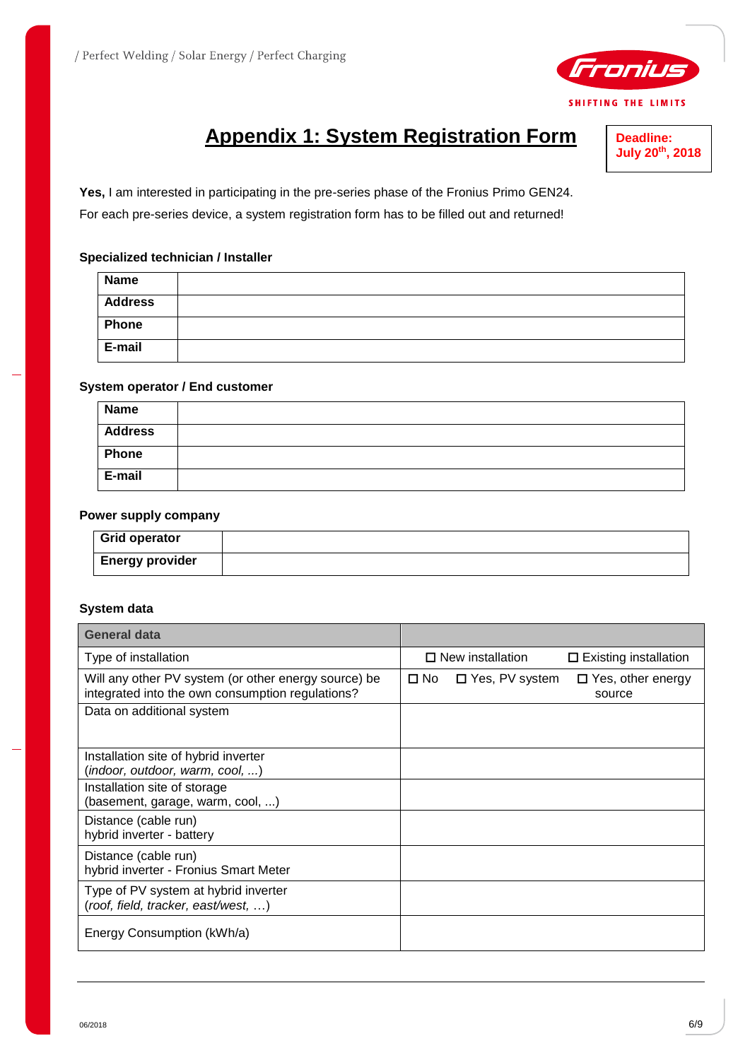# Appendix 1: System Registration Form

**Deadline: July 20th, 2018**

**Yes,** I am interested in participating in the pre-series phase of the Fronius Primo GEN24.
For each pre-series device, a system registration form has to be filled out and returned!

**Specialized technician / Installer**

| **Name** | |
|---|---|
| **Address** | |
| **Phone** | |
| **E-mail** | |

**System operator / End customer**

| **Name** | |
|---|---|
| **Address** | |
| **Phone** | |
| **E-mail** | |

**Power supply company**

| **Grid operator** | |
|---|---|
| **Energy provider** | |

**System data**

| **General data** | |
|---|---|
| Type of installation | ☐ New installation ☐ Existing installation |
| Will any other PV system (or other energy source) be integrated into the own consumption regulations? | ☐ No ☐ Yes, PV system ☐ Yes, other energy source |
| Data on additional system | |
| Installation site of hybrid inverter (*indoor, outdoor, warm, cool, ...*) | |
| Installation site of storage (basement, garage, warm, cool, ...) | |
| Distance (cable run) hybrid inverter - battery | |
| Distance (cable run) hybrid inverter - Fronius Smart Meter | |
| Type of PV system at hybrid inverter (*roof, field, tracker, east/west, …*) | |
| Energy Consumption (kWh/a) | |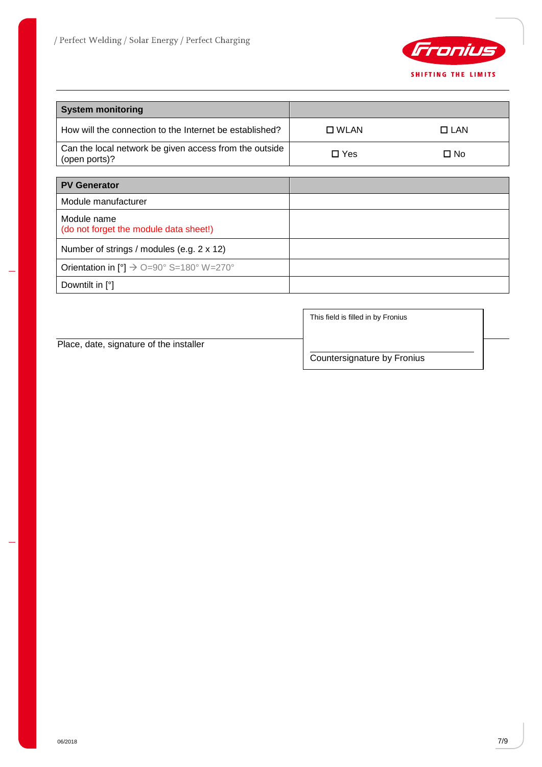| System monitoring | | |
|---|---|---|
| How will the connection to the Internet be established? | ☐ WLAN | ☐ LAN |
| Can the local network be given access from the outside (open ports)? | ☐ Yes | ☐ No |

| PV Generator | |
|---|---|
| Module manufacturer | |
| Module name<br>(do not forget the module data sheet!) | |
| Number of strings / modules (e.g. 2 x 12) | |
| Orientation in [°] → O=90° S=180° W=270° | |
| Downtilt in [°] | |

Place, date, signature of the installer

This field is filled in by Fronius

Countersignature by Fronius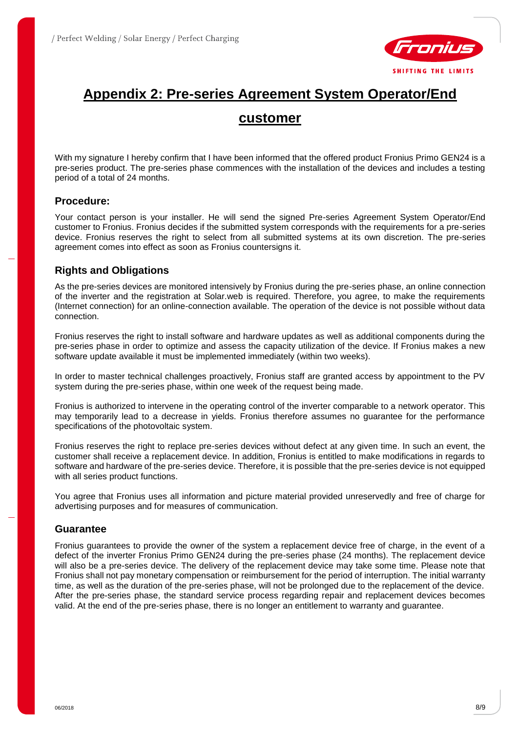# Appendix 2: Pre-series Agreement System Operator/End customer

With my signature I hereby confirm that I have been informed that the offered product Fronius Primo GEN24 is a pre-series product. The pre-series phase commences with the installation of the devices and includes a testing period of a total of 24 months.

## Procedure:

Your contact person is your installer. He will send the signed Pre-series Agreement System Operator/End customer to Fronius. Fronius decides if the submitted system corresponds with the requirements for a pre-series device. Fronius reserves the right to select from all submitted systems at its own discretion. The pre-series agreement comes into effect as soon as Fronius countersigns it.

## Rights and Obligations

As the pre-series devices are monitored intensively by Fronius during the pre-series phase, an online connection of the inverter and the registration at Solar.web is required. Therefore, you agree, to make the requirements (Internet connection) for an online-connection available. The operation of the device is not possible without data connection.

Fronius reserves the right to install software and hardware updates as well as additional components during the pre-series phase in order to optimize and assess the capacity utilization of the device. If Fronius makes a new software update available it must be implemented immediately (within two weeks).

In order to master technical challenges proactively, Fronius staff are granted access by appointment to the PV system during the pre-series phase, within one week of the request being made.

Fronius is authorized to intervene in the operating control of the inverter comparable to a network operator. This may temporarily lead to a decrease in yields. Fronius therefore assumes no guarantee for the performance specifications of the photovoltaic system.

Fronius reserves the right to replace pre-series devices without defect at any given time. In such an event, the customer shall receive a replacement device. In addition, Fronius is entitled to make modifications in regards to software and hardware of the pre-series device. Therefore, it is possible that the pre-series device is not equipped with all series product functions.

You agree that Fronius uses all information and picture material provided unreservedly and free of charge for advertising purposes and for measures of communication.

## Guarantee

Fronius guarantees to provide the owner of the system a replacement device free of charge, in the event of a defect of the inverter Fronius Primo GEN24 during the pre-series phase (24 months). The replacement device will also be a pre-series device. The delivery of the replacement device may take some time. Please note that Fronius shall not pay monetary compensation or reimbursement for the period of interruption. The initial warranty time, as well as the duration of the pre-series phase, will not be prolonged due to the replacement of the device. After the pre-series phase, the standard service process regarding repair and replacement devices becomes valid. At the end of the pre-series phase, there is no longer an entitlement to warranty and guarantee.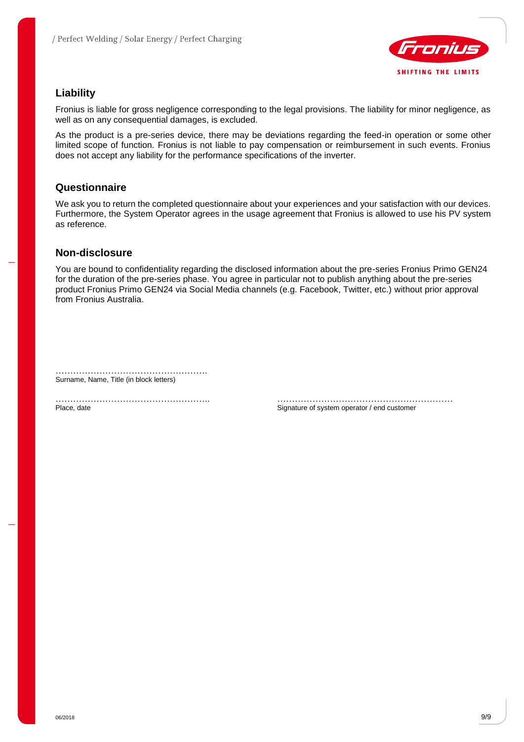## Liability

Fronius is liable for gross negligence corresponding to the legal provisions. The liability for minor negligence, as well as on any consequential damages, is excluded.

As the product is a pre-series device, there may be deviations regarding the feed-in operation or some other limited scope of function. Fronius is not liable to pay compensation or reimbursement in such events. Fronius does not accept any liability for the performance specifications of the inverter.

## Questionnaire

We ask you to return the completed questionnaire about your experiences and your satisfaction with our devices. Furthermore, the System Operator agrees in the usage agreement that Fronius is allowed to use his PV system as reference.

## Non-disclosure

You are bound to confidentiality regarding the disclosed information about the pre-series Fronius Primo GEN24 for the duration of the pre-series phase. You agree in particular not to publish anything about the pre-series product Fronius Primo GEN24 via Social Media channels (e.g. Facebook, Twitter, etc.) without prior approval from Fronius Australia.

……………………………………………

Surname, Name, Title (in block letters)

……………………………………………..

Place, date

……………………………………………………

Signature of system operator / end customer

06/2018